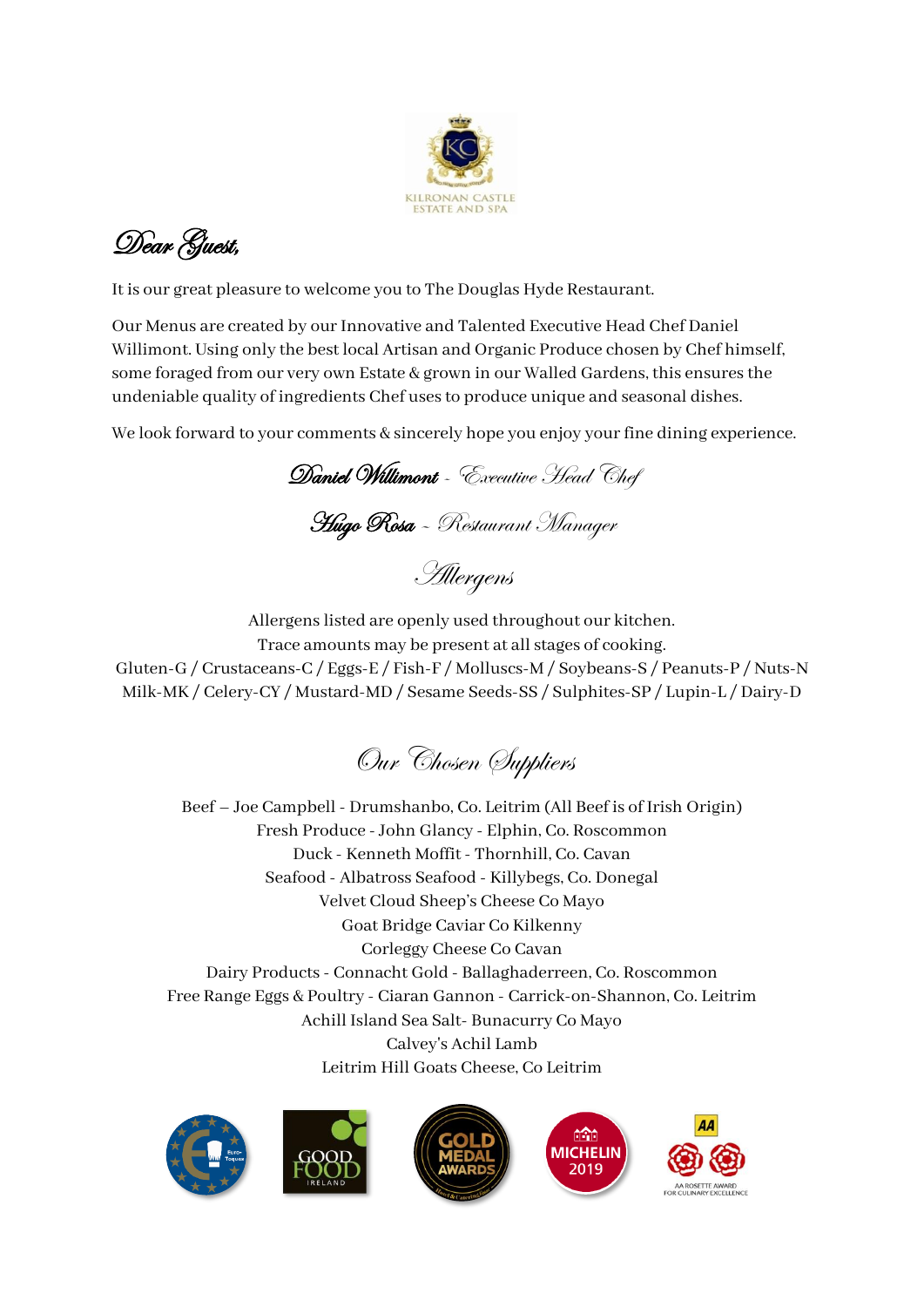KILRONAN CASTLE ESTATE AND SPA

# *Dear Guest,*

It is our great pleasure to welcome you to The Douglas Hyde Restaurant.

Our Menus are created by our Innovative and Talented Executive Head Chef Daniel Willimont. Using only the best local Artisan and Organic Produce chosen by Chef himself, some foraged from our very own Estate & grown in our Walled Gardens, this ensures the undeniable quality of ingredients Chef uses to produce unique and seasonal dishes.

We look forward to your comments & sincerely hope you enjoy your fine dining experience.

***Daniel Willimont*** *- Executive Head Chef*

***Hugo Rosa*** *- Restaurant Manager*

## *Allergens*

Allergens listed are openly used throughout our kitchen.
Trace amounts may be present at all stages of cooking.
Gluten-G / Crustaceans-C / Eggs-E / Fish-F / Molluscs-M / Soybeans-S / Peanuts-P / Nuts-N
Milk-MK / Celery-CY / Mustard-MD / Sesame Seeds-SS / Sulphites-SP / Lupin-L / Dairy-D

## *Our Chosen Suppliers*

Beef – Joe Campbell - Drumshanbo, Co. Leitrim (All Beef is of Irish Origin)
Fresh Produce - John Glancy - Elphin, Co. Roscommon
Duck - Kenneth Moffit - Thornhill, Co. Cavan
Seafood - Albatross Seafood - Killybegs, Co. Donegal
Velvet Cloud Sheep's Cheese Co Mayo
Goat Bridge Caviar Co Kilkenny
Corleggy Cheese Co Cavan
Dairy Products - Connacht Gold - Ballaghaderreen, Co. Roscommon
Free Range Eggs & Poultry - Ciaran Gannon - Carrick-on-Shannon, Co. Leitrim
Achill Island Sea Salt- Bunacurry Co Mayo
Calvey's Achil Lamb
Leitrim Hill Goats Cheese, Co Leitrim

Euro-Toques | GOOD FOOD IRELAND | GOLD MEDAL AWARDS | MICHELIN 2019 | AA ROSETTE AWARD FOR CULINARY EXCELLENCE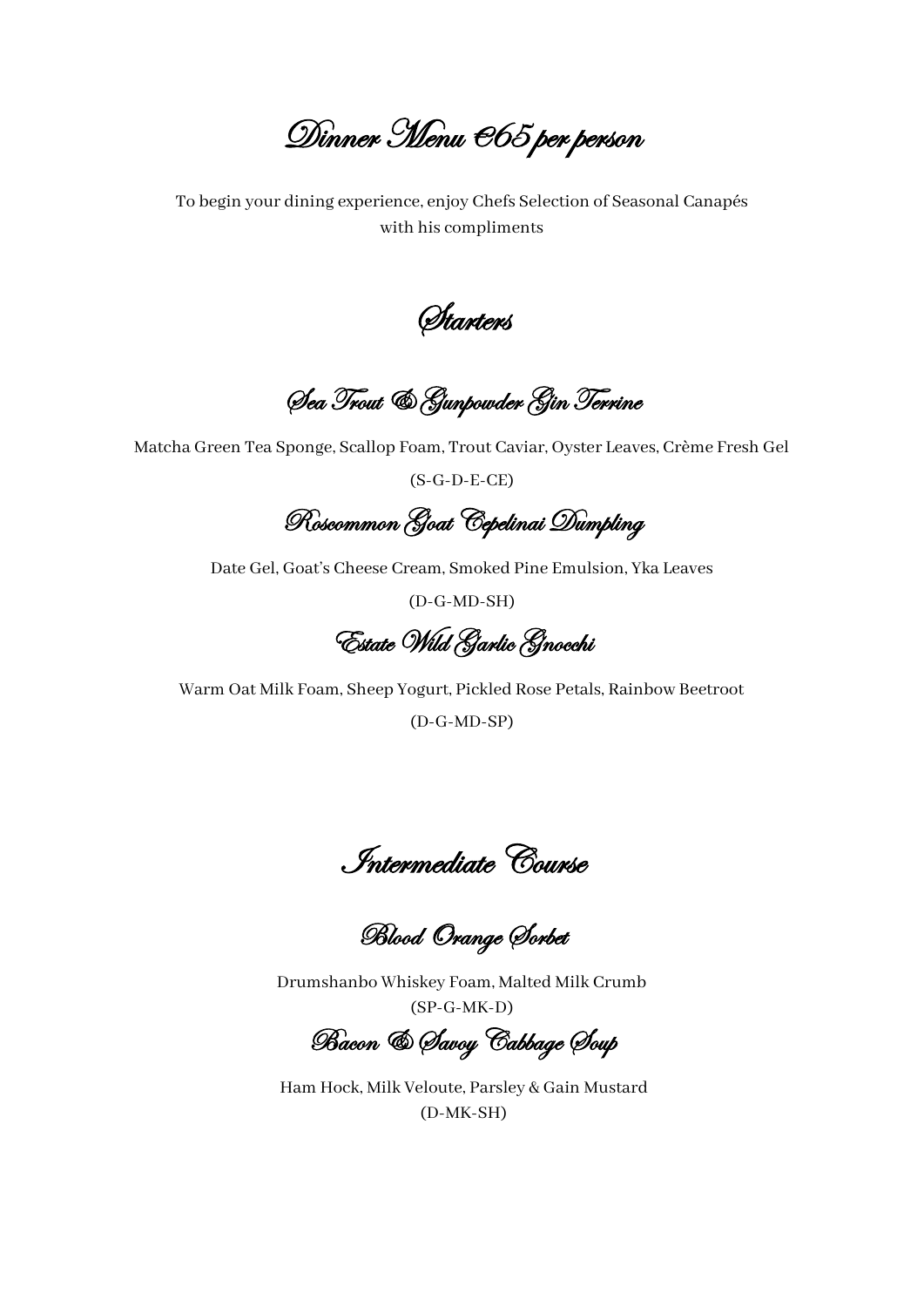# Dinner Menu €65 per person

To begin your dining experience, enjoy Chefs Selection of Seasonal Canapés with his compliments

## Starters

### Sea Trout & Gunpowder Gin Terrine

Matcha Green Tea Sponge, Scallop Foam, Trout Caviar, Oyster Leaves, Crème Fresh Gel

(S-G-D-E-CE)

### Roscommon Goat Cepelinai Dumpling

Date Gel, Goat's Cheese Cream, Smoked Pine Emulsion, Yka Leaves

(D-G-MD-SH)

### Estate Wild Garlic Gnocchi

Warm Oat Milk Foam, Sheep Yogurt, Pickled Rose Petals, Rainbow Beetroot

(D-G-MD-SP)

## Intermediate Course

### Blood Orange Sorbet

Drumshanbo Whiskey Foam, Malted Milk Crumb

(SP-G-MK-D)

### Bacon & Savoy Cabbage Soup

Ham Hock, Milk Veloute, Parsley & Gain Mustard

(D-MK-SH)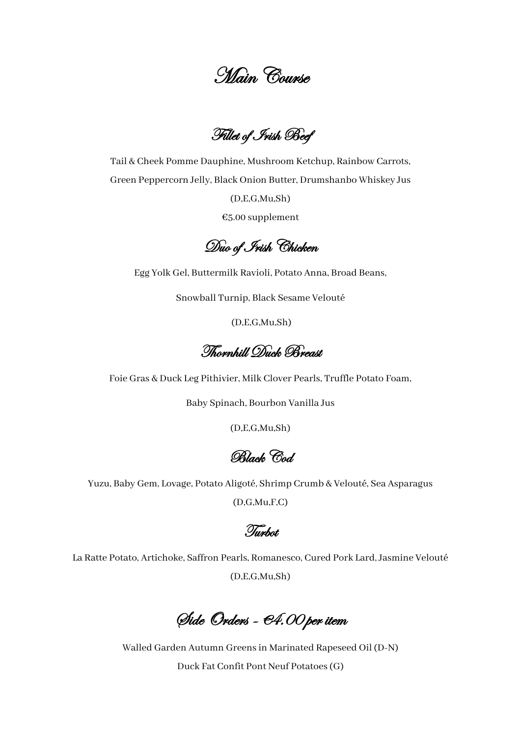# Main Course

## Fillet of Irish Beef

Tail & Cheek Pomme Dauphine, Mushroom Ketchup, Rainbow Carrots,

Green Peppercorn Jelly, Black Onion Butter, Drumshanbo Whiskey Jus

(D,E,G,Mu,Sh)

€5.00 supplement

## Duo of Irish Chicken

Egg Yolk Gel, Buttermilk Ravioli, Potato Anna, Broad Beans,

Snowball Turnip, Black Sesame Velouté

(D,E,G,Mu,Sh)

## Thornhill Duck Breast

Foie Gras & Duck Leg Pithivier, Milk Clover Pearls, Truffle Potato Foam,

Baby Spinach, Bourbon Vanilla Jus

(D,E,G,Mu,Sh)

## Black Cod

Yuzu, Baby Gem, Lovage, Potato Aligoté, Shrimp Crumb & Velouté, Sea Asparagus

(D,G,Mu,F,C)

## Turbot

La Ratte Potato, Artichoke, Saffron Pearls, Romanesco, Cured Pork Lard, Jasmine Velouté

(D,E,G,Mu,Sh)

# Side Orders - €4.00 per item

Walled Garden Autumn Greens in Marinated Rapeseed Oil (D-N)

Duck Fat Confit Pont Neuf Potatoes (G)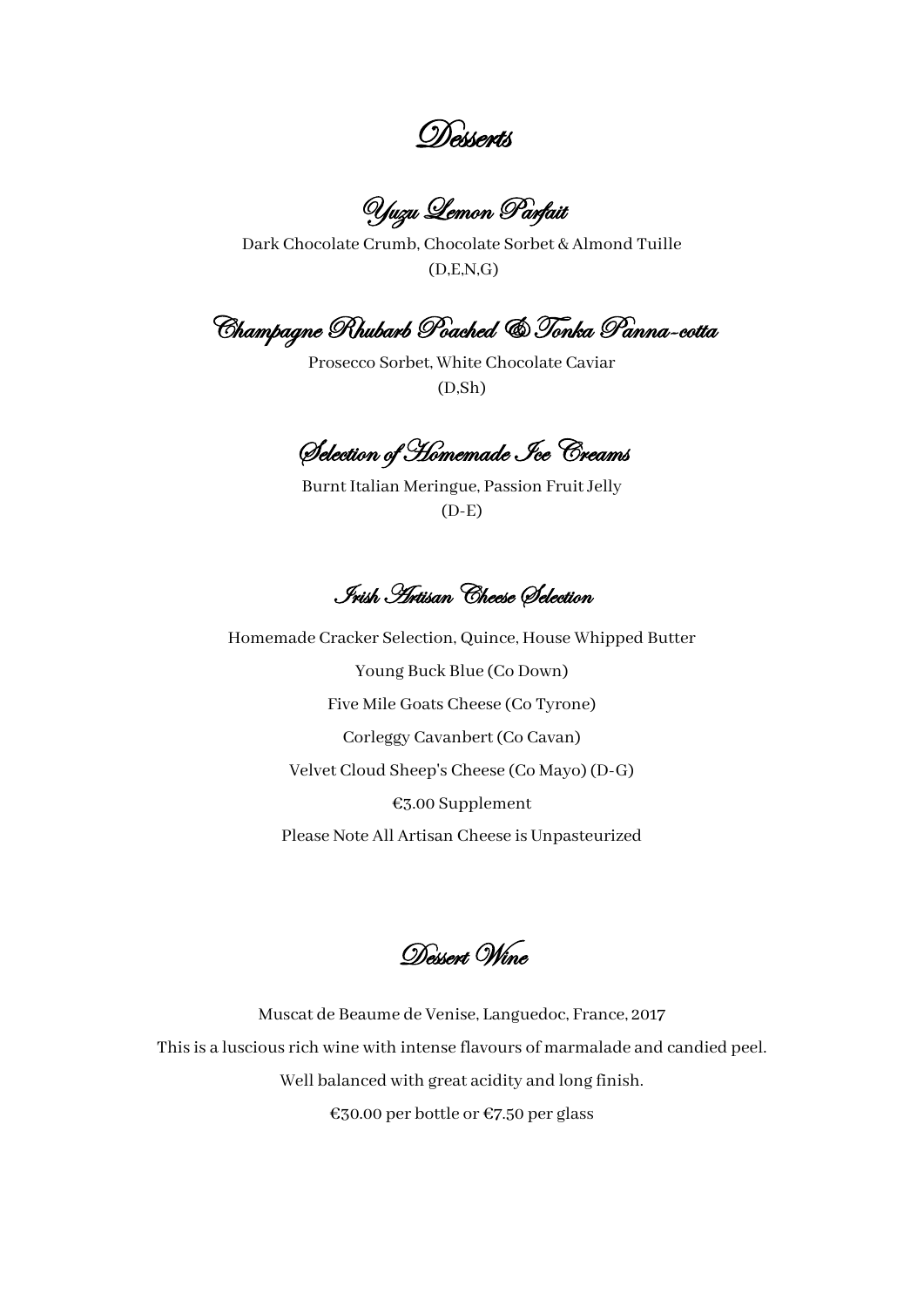# Desserts

## Yuzu Lemon Parfait

Dark Chocolate Crumb, Chocolate Sorbet & Almond Tuille

(D,E,N,G)

## Champagne Rhubarb Poached & Tonka Panna-cotta

Prosecco Sorbet, White Chocolate Caviar

(D,Sh)

## Selection of Homemade Ice Creams

Burnt Italian Meringue, Passion Fruit Jelly

(D-E)

## Irish Artisan Cheese Selection

Homemade Cracker Selection, Quince, House Whipped Butter

Young Buck Blue (Co Down)

Five Mile Goats Cheese (Co Tyrone)

Corleggy Cavanbert (Co Cavan)

Velvet Cloud Sheep's Cheese (Co Mayo) (D-G)

€3.00 Supplement

Please Note All Artisan Cheese is Unpasteurized

## Dessert Wine

Muscat de Beaume de Venise, Languedoc, France, 2017

This is a luscious rich wine with intense flavours of marmalade and candied peel.

Well balanced with great acidity and long finish.

€30.00 per bottle or €7.50 per glass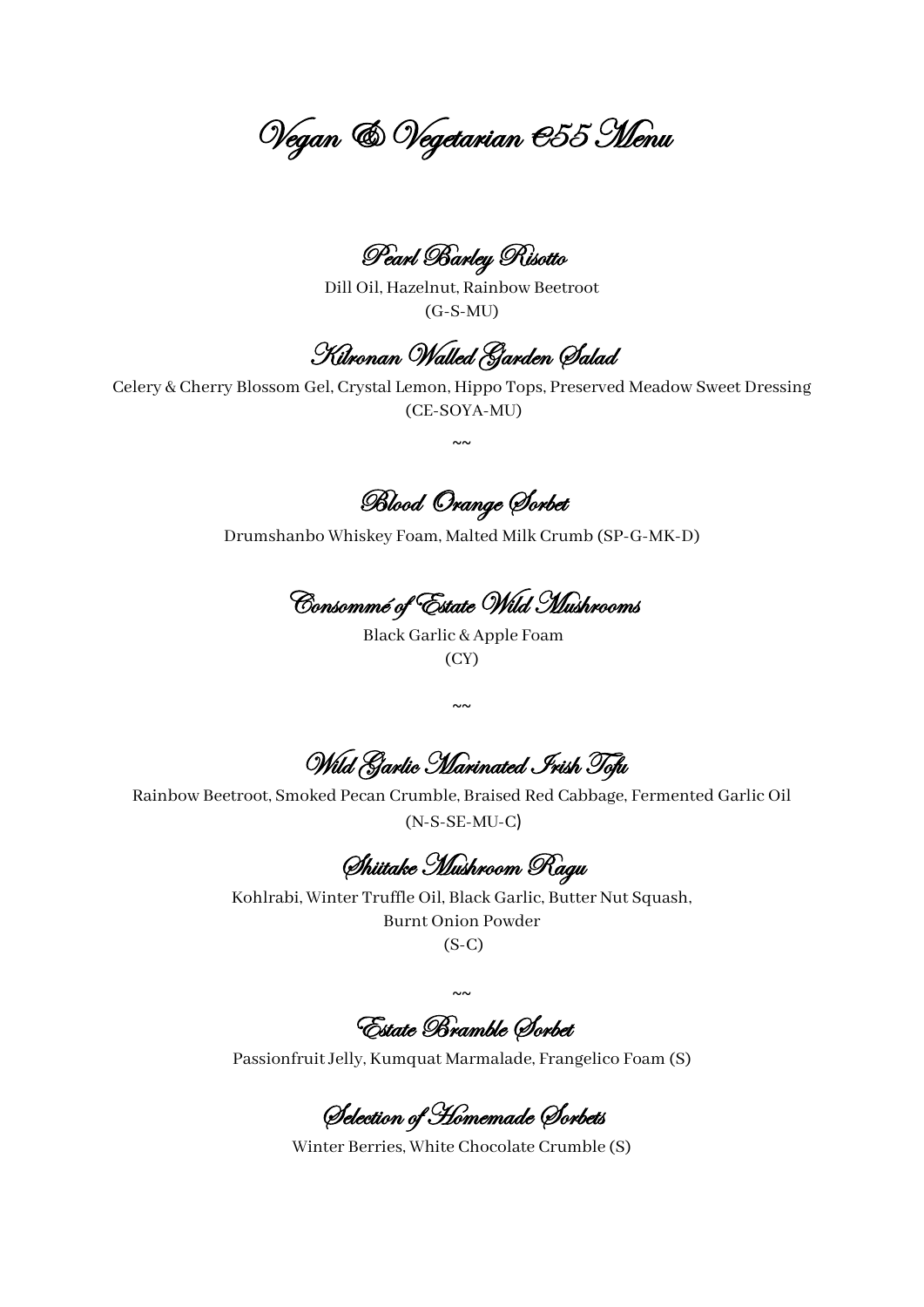# Vegan & Vegetarian €55 Menu

## Pearl Barley Risotto

Dill Oil, Hazelnut, Rainbow Beetroot
(G-S-MU)

## Kilronan Walled Garden Salad

Celery & Cherry Blossom Gel, Crystal Lemon, Hippo Tops, Preserved Meadow Sweet Dressing
(CE-SOYA-MU)

~~

## Blood Orange Sorbet

Drumshanbo Whiskey Foam, Malted Milk Crumb (SP-G-MK-D)

## Consommé of Estate Wild Mushrooms

Black Garlic & Apple Foam
(CY)

~~

## Wild Garlic Marinated Irish Tofu

Rainbow Beetroot, Smoked Pecan Crumble, Braised Red Cabbage, Fermented Garlic Oil
(N-S-SE-MU-C)

## Shiitake Mushroom Ragu

Kohlrabi, Winter Truffle Oil, Black Garlic, Butter Nut Squash,
Burnt Onion Powder
(S-C)

~~

## Estate Bramble Sorbet

Passionfruit Jelly, Kumquat Marmalade, Frangelico Foam (S)

## Selection of Homemade Sorbets

Winter Berries, White Chocolate Crumble (S)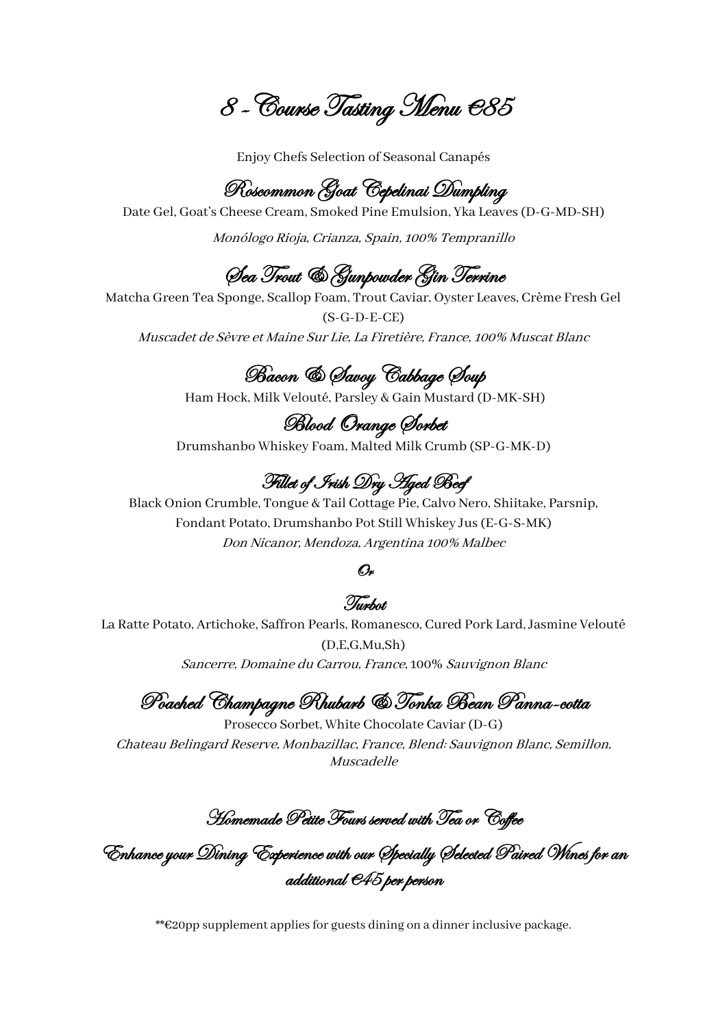# 8 - Course Tasting Menu €85

Enjoy Chefs Selection of Seasonal Canapés

## Roscommon Goat Cepelinai Dumpling

Date Gel, Goat's Cheese Cream, Smoked Pine Emulsion, Yka Leaves (D-G-MD-SH)

*Monólogo Rioja, Crianza, Spain, 100% Tempranillo*

## Sea Trout & Gunpowder Gin Terrine

Matcha Green Tea Sponge, Scallop Foam, Trout Caviar, Oyster Leaves, Crème Fresh Gel (S-G-D-E-CE)

*Muscadet de Sèvre et Maine Sur Lie, La Firetière, France, 100% Muscat Blanc*

## Bacon & Savoy Cabbage Soup

Ham Hock, Milk Velouté, Parsley & Gain Mustard (D-MK-SH)

## Blood Orange Sorbet

Drumshanbo Whiskey Foam, Malted Milk Crumb (SP-G-MK-D)

## Fillet of Irish Dry Aged Beef

Black Onion Crumble, Tongue & Tail Cottage Pie, Calvo Nero, Shiitake, Parsnip, Fondant Potato, Drumshanbo Pot Still Whiskey Jus (E-G-S-MK)

*Don Nicanor, Mendoza, Argentina 100% Malbec*

Or

## Turbot

La Ratte Potato, Artichoke, Saffron Pearls, Romanesco, Cured Pork Lard, Jasmine Velouté (D,E,G,Mu,Sh)

*Sancerre, Domaine du Carrou, France*, 100% *Sauvignon Blanc*

## Poached Champagne Rhubarb & Tonka Bean Panna-cotta

Prosecco Sorbet, White Chocolate Caviar (D-G)

*Chateau Belingard Reserve, Monbazillac, France, Blend: Sauvignon Blanc, Semillon, Muscadelle*

## Homemade Petite Fours served with Tea or Coffee

## Enhance your Dining Experience with our Specially Selected Paired Wines for an additional €45 per person

**€20pp supplement applies for guests dining on a dinner inclusive package.